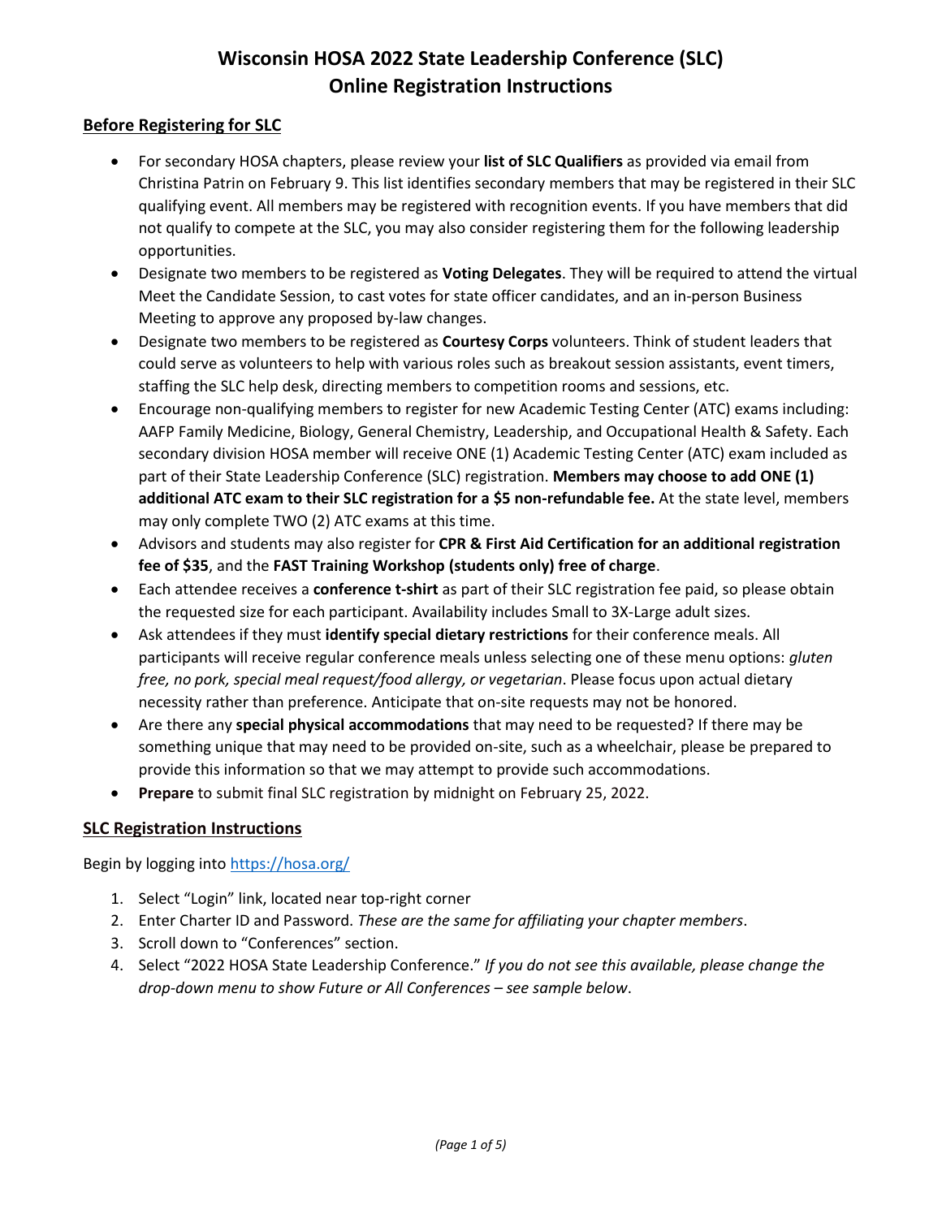# Wisconsin HOSA 2022 State Leadership Conference (SLC)
# Online Registration Instructions

## Before Registering for SLC

- For secondary HOSA chapters, please review your **list of SLC Qualifiers** as provided via email from Christina Patrin on February 9. This list identifies secondary members that may be registered in their SLC qualifying event. All members may be registered with recognition events. If you have members that did not qualify to compete at the SLC, you may also consider registering them for the following leadership opportunities.
- Designate two members to be registered as **Voting Delegates**. They will be required to attend the virtual Meet the Candidate Session, to cast votes for state officer candidates, and an in-person Business Meeting to approve any proposed by-law changes.
- Designate two members to be registered as **Courtesy Corps** volunteers. Think of student leaders that could serve as volunteers to help with various roles such as breakout session assistants, event timers, staffing the SLC help desk, directing members to competition rooms and sessions, etc.
- Encourage non-qualifying members to register for new Academic Testing Center (ATC) exams including: AAFP Family Medicine, Biology, General Chemistry, Leadership, and Occupational Health & Safety. Each secondary division HOSA member will receive ONE (1) Academic Testing Center (ATC) exam included as part of their State Leadership Conference (SLC) registration. **Members may choose to add ONE (1) additional ATC exam to their SLC registration for a $5 non-refundable fee.** At the state level, members may only complete TWO (2) ATC exams at this time.
- Advisors and students may also register for **CPR & First Aid Certification for an additional registration fee of $35**, and the **FAST Training Workshop (students only) free of charge**.
- Each attendee receives a **conference t-shirt** as part of their SLC registration fee paid, so please obtain the requested size for each participant. Availability includes Small to 3X-Large adult sizes.
- Ask attendees if they must **identify special dietary restrictions** for their conference meals. All participants will receive regular conference meals unless selecting one of these menu options: *gluten free, no pork, special meal request/food allergy, or vegetarian*. Please focus upon actual dietary necessity rather than preference. Anticipate that on-site requests may not be honored.
- Are there any **special physical accommodations** that may need to be requested? If there may be something unique that may need to be provided on-site, such as a wheelchair, please be prepared to provide this information so that we may attempt to provide such accommodations.
- **Prepare** to submit final SLC registration by midnight on February 25, 2022.

## SLC Registration Instructions

Begin by logging into https://hosa.org/

1. Select "Login" link, located near top-right corner
2. Enter Charter ID and Password. *These are the same for affiliating your chapter members*.
3. Scroll down to "Conferences" section.
4. Select "2022 HOSA State Leadership Conference." *If you do not see this available, please change the drop-down menu to show Future or All Conferences – see sample below*.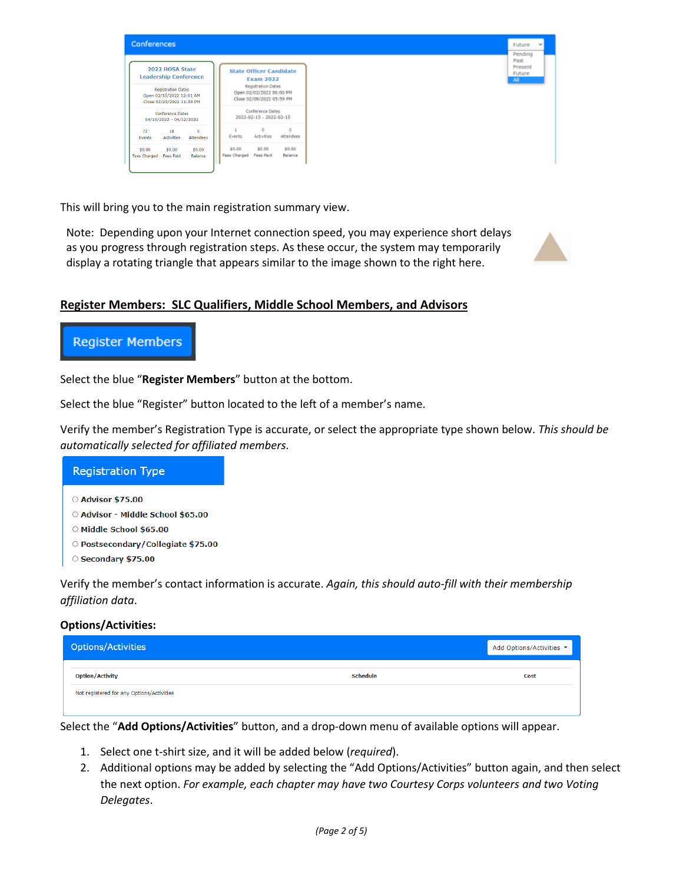This will bring you to the main registration summary view.

Note: Depending upon your Internet connection speed, you may experience short delays as you progress through registration steps. As these occur, the system may temporarily display a rotating triangle that appears similar to the image shown to the right here.

## Register Members: SLC Qualifiers, Middle School Members, and Advisors

Register Members

Select the blue "**Register Members**" button at the bottom.

Select the blue "Register" button located to the left of a member's name.

Verify the member's Registration Type is accurate, or select the appropriate type shown below. *This should be automatically selected for affiliated members.*

**Registration Type**

- Advisor $75.00
- Advisor - Middle School $65.00
- Middle School $65.00
- Postsecondary/Collegiate $75.00
- Secondary $75.00

Verify the member's contact information is accurate. *Again, this should auto-fill with their membership affiliation data*.

**Options/Activities:**

| Option/Activity | Schedule | Cost |
|---|---|---|
| Not registered for any Options/Activities | | |

Select the "**Add Options/Activities**" button, and a drop-down menu of available options will appear.

1. Select one t-shirt size, and it will be added below (*required*).
2. Additional options may be added by selecting the "Add Options/Activities" button again, and then select the next option. *For example, each chapter may have two Courtesy Corps volunteers and two Voting Delegates*.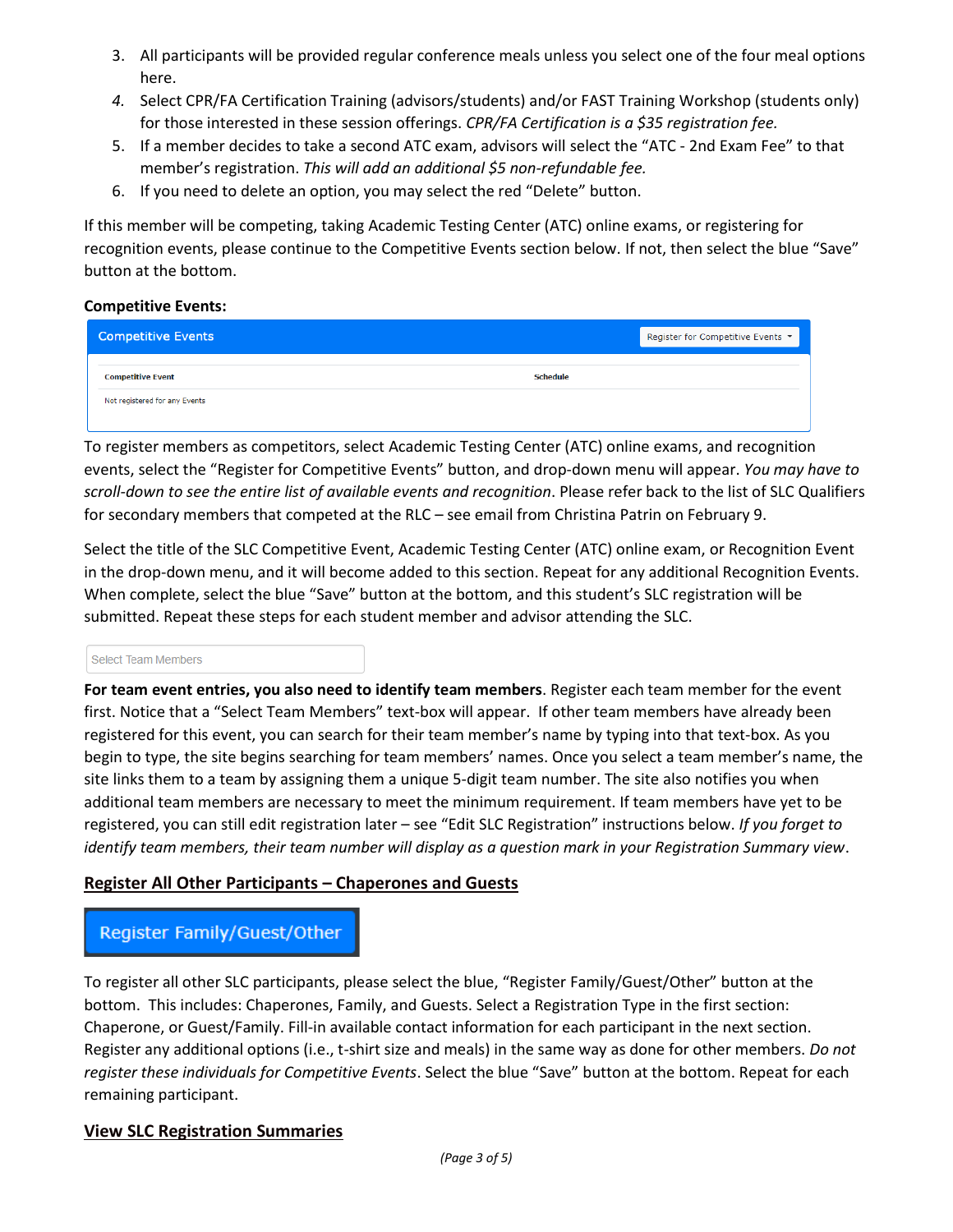3. All participants will be provided regular conference meals unless you select one of the four meal options here.
4. Select CPR/FA Certification Training (advisors/students) and/or FAST Training Workshop (students only) for those interested in these session offerings. *CPR/FA Certification is a $35 registration fee.*
5. If a member decides to take a second ATC exam, advisors will select the "ATC - 2nd Exam Fee" to that member's registration. *This will add an additional $5 non-refundable fee.*
6. If you need to delete an option, you may select the red "Delete" button.

If this member will be competing, taking Academic Testing Center (ATC) online exams, or registering for recognition events, please continue to the Competitive Events section below. If not, then select the blue "Save" button at the bottom.

**Competitive Events:**

Competitive Events — Register for Competitive Events

| Competitive Event | Schedule |
| --- | --- |
| Not registered for any Events | |

To register members as competitors, select Academic Testing Center (ATC) online exams, and recognition events, select the "Register for Competitive Events" button, and drop-down menu will appear. *You may have to scroll-down to see the entire list of available events and recognition*. Please refer back to the list of SLC Qualifiers for secondary members that competed at the RLC – see email from Christina Patrin on February 9.

Select the title of the SLC Competitive Event, Academic Testing Center (ATC) online exam, or Recognition Event in the drop-down menu, and it will become added to this section. Repeat for any additional Recognition Events. When complete, select the blue "Save" button at the bottom, and this student's SLC registration will be submitted. Repeat these steps for each student member and advisor attending the SLC.

Select Team Members

**For team event entries, you also need to identify team members**. Register each team member for the event first. Notice that a "Select Team Members" text-box will appear. If other team members have already been registered for this event, you can search for their team member's name by typing into that text-box. As you begin to type, the site begins searching for team members' names. Once you select a team member's name, the site links them to a team by assigning them a unique 5-digit team number. The site also notifies you when additional team members are necessary to meet the minimum requirement. If team members have yet to be registered, you can still edit registration later – see "Edit SLC Registration" instructions below. *If you forget to identify team members, their team number will display as a question mark in your Registration Summary view*.

## Register All Other Participants – Chaperones and Guests

Register Family/Guest/Other

To register all other SLC participants, please select the blue, "Register Family/Guest/Other" button at the bottom. This includes: Chaperones, Family, and Guests. Select a Registration Type in the first section: Chaperone, or Guest/Family. Fill-in available contact information for each participant in the next section. Register any additional options (i.e., t-shirt size and meals) in the same way as done for other members. *Do not register these individuals for Competitive Events*. Select the blue "Save" button at the bottom. Repeat for each remaining participant.

## View SLC Registration Summaries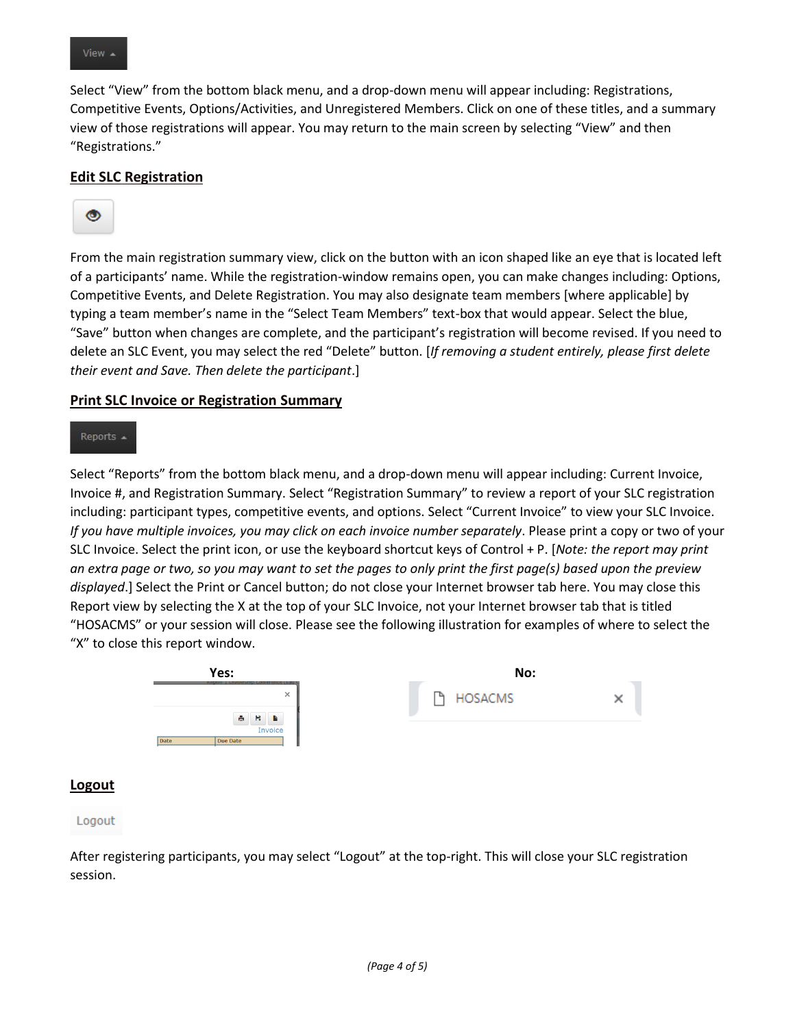View

Select "View" from the bottom black menu, and a drop-down menu will appear including: Registrations, Competitive Events, Options/Activities, and Unregistered Members. Click on one of these titles, and a summary view of those registrations will appear. You may return to the main screen by selecting "View" and then "Registrations."

### Edit SLC Registration

From the main registration summary view, click on the button with an icon shaped like an eye that is located left of a participants' name. While the registration-window remains open, you can make changes including: Options, Competitive Events, and Delete Registration. You may also designate team members [where applicable] by typing a team member's name in the "Select Team Members" text-box that would appear. Select the blue, "Save" button when changes are complete, and the participant's registration will become revised. If you need to delete an SLC Event, you may select the red "Delete" button. [*If removing a student entirely, please first delete their event and Save. Then delete the participant*.]

### Print SLC Invoice or Registration Summary

Reports

Select "Reports" from the bottom black menu, and a drop-down menu will appear including: Current Invoice, Invoice #, and Registration Summary. Select "Registration Summary" to review a report of your SLC registration including: participant types, competitive events, and options. Select "Current Invoice" to view your SLC Invoice. *If you have multiple invoices, you may click on each invoice number separately*. Please print a copy or two of your SLC Invoice. Select the print icon, or use the keyboard shortcut keys of Control + P. [*Note: the report may print an extra page or two, so you may want to set the pages to only print the first page(s) based upon the preview displayed*.] Select the Print or Cancel button; do not close your Internet browser tab here. You may close this Report view by selecting the X at the top of your SLC Invoice, not your Internet browser tab that is titled "HOSACMS" or your session will close. Please see the following illustration for examples of where to select the "X" to close this report window.

**Yes:**

**No:**

### Logout

Logout

After registering participants, you may select "Logout" at the top-right. This will close your SLC registration session.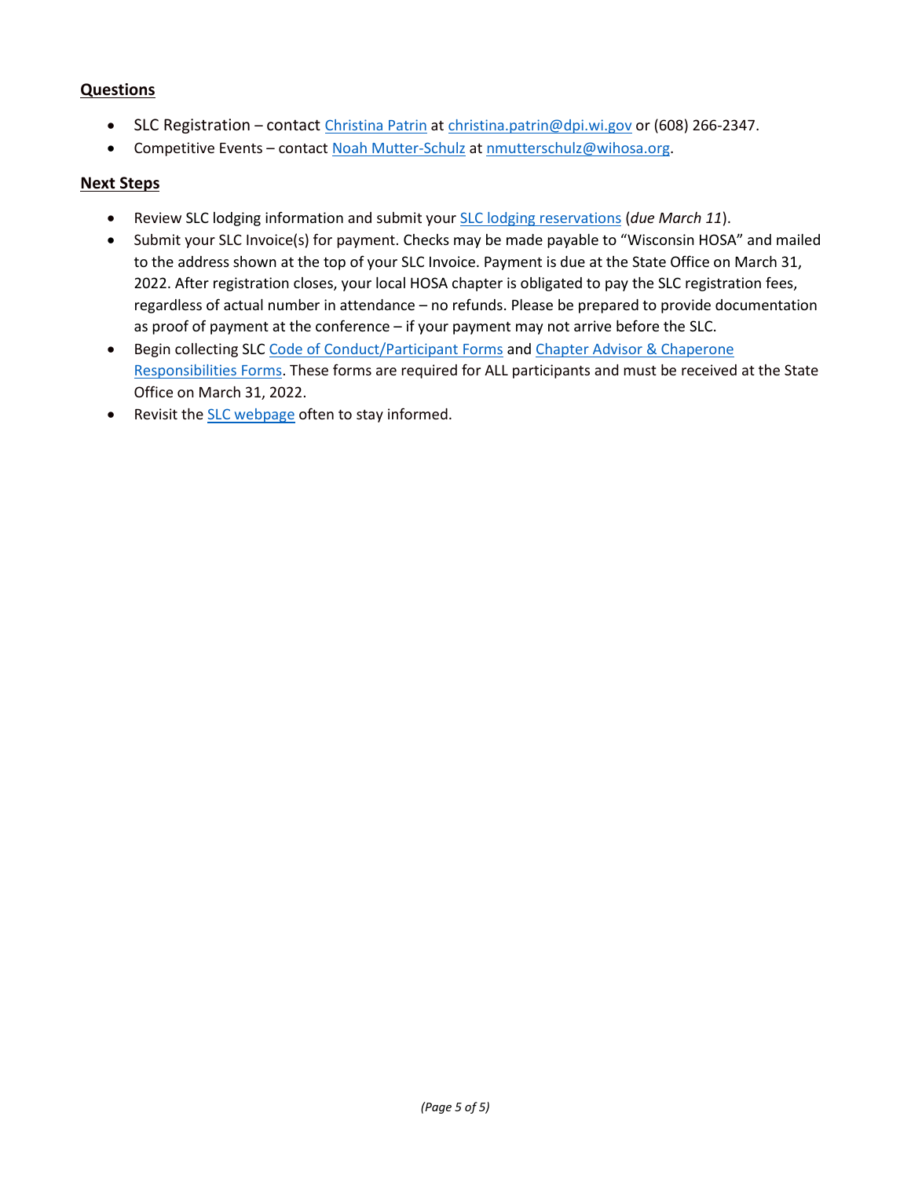## Questions

- SLC Registration – contact Christina Patrin at christina.patrin@dpi.wi.gov or (608) 266-2347.
- Competitive Events – contact Noah Mutter-Schulz at nmutterschulz@wihosa.org.

## Next Steps

- Review SLC lodging information and submit your SLC lodging reservations (*due March 11*).
- Submit your SLC Invoice(s) for payment. Checks may be made payable to "Wisconsin HOSA" and mailed to the address shown at the top of your SLC Invoice. Payment is due at the State Office on March 31, 2022. After registration closes, your local HOSA chapter is obligated to pay the SLC registration fees, regardless of actual number in attendance – no refunds. Please be prepared to provide documentation as proof of payment at the conference – if your payment may not arrive before the SLC.
- Begin collecting SLC Code of Conduct/Participant Forms and Chapter Advisor & Chaperone Responsibilities Forms. These forms are required for ALL participants and must be received at the State Office on March 31, 2022.
- Revisit the SLC webpage often to stay informed.